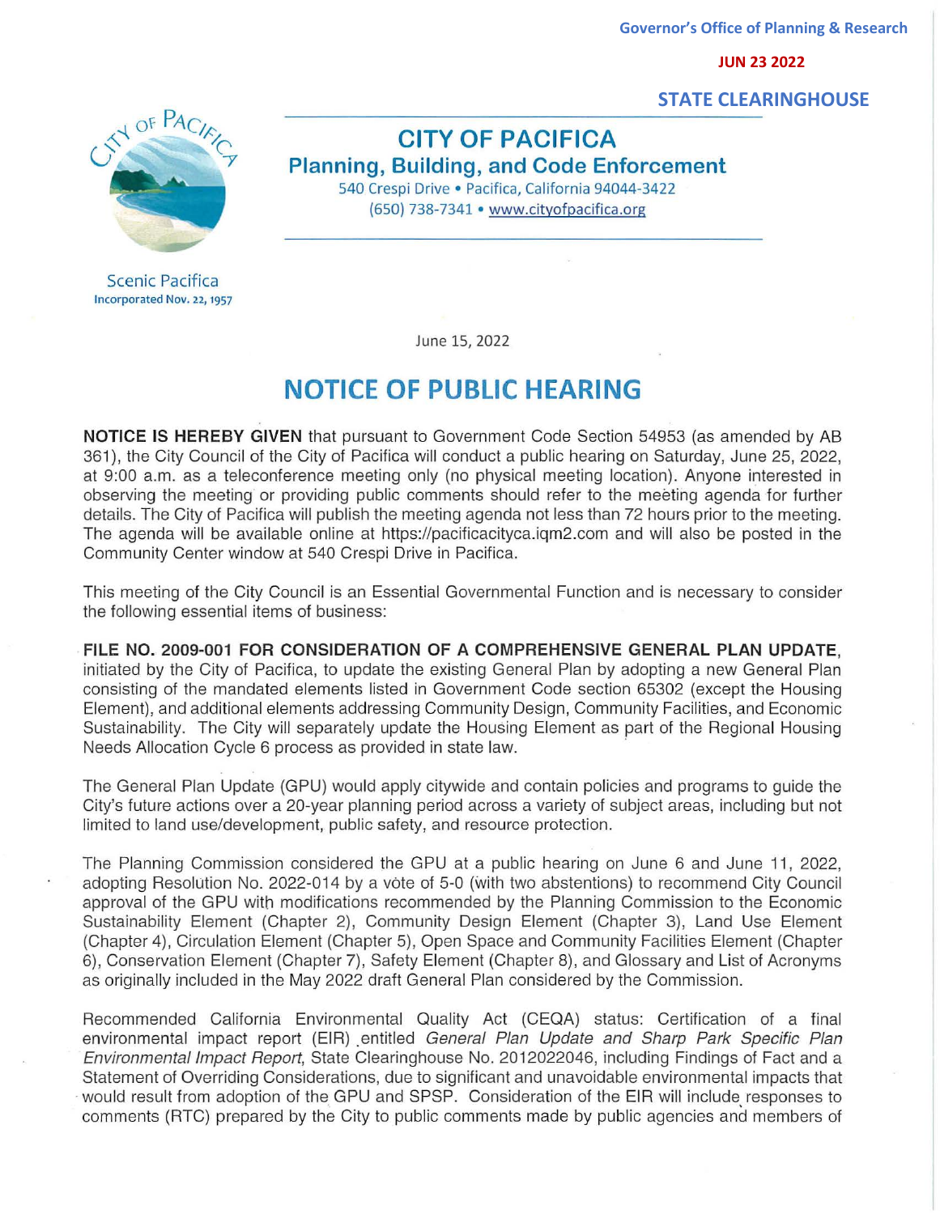Governor's Office of Planning & Research

JUN 23 2022

STATE CLEARINGHOUSE

# CITY OF PACIFICA
## Planning, Building, and Code Enforcement

540 Crespi Drive • Pacifica, California 94044-3422
(650) 738-7341 • www.cityofpacifica.org

Scenic Pacifica
Incorporated Nov. 22, 1957

June 15, 2022

# NOTICE OF PUBLIC HEARING

**NOTICE IS HEREBY GIVEN** that pursuant to Government Code Section 54953 (as amended by AB 361), the City Council of the City of Pacifica will conduct a public hearing on Saturday, June 25, 2022, at 9:00 a.m. as a teleconference meeting only (no physical meeting location). Anyone interested in observing the meeting or providing public comments should refer to the meeting agenda for further details. The City of Pacifica will publish the meeting agenda not less than 72 hours prior to the meeting. The agenda will be available online at https://pacificacityca.iqm2.com and will also be posted in the Community Center window at 540 Crespi Drive in Pacifica.

This meeting of the City Council is an Essential Governmental Function and is necessary to consider the following essential items of business:

**FILE NO. 2009-001 FOR CONSIDERATION OF A COMPREHENSIVE GENERAL PLAN UPDATE,** initiated by the City of Pacifica, to update the existing General Plan by adopting a new General Plan consisting of the mandated elements listed in Government Code section 65302 (except the Housing Element), and additional elements addressing Community Design, Community Facilities, and Economic Sustainability. The City will separately update the Housing Element as part of the Regional Housing Needs Allocation Cycle 6 process as provided in state law.

The General Plan Update (GPU) would apply citywide and contain policies and programs to guide the City's future actions over a 20-year planning period across a variety of subject areas, including but not limited to land use/development, public safety, and resource protection.

The Planning Commission considered the GPU at a public hearing on June 6 and June 11, 2022, adopting Resolution No. 2022-014 by a vote of 5-0 (with two abstentions) to recommend City Council approval of the GPU with modifications recommended by the Planning Commission to the Economic Sustainability Element (Chapter 2), Community Design Element (Chapter 3), Land Use Element (Chapter 4), Circulation Element (Chapter 5), Open Space and Community Facilities Element (Chapter 6), Conservation Element (Chapter 7), Safety Element (Chapter 8), and Glossary and List of Acronyms as originally included in the May 2022 draft General Plan considered by the Commission.

Recommended California Environmental Quality Act (CEQA) status: Certification of a final environmental impact report (EIR) entitled *General Plan Update and Sharp Park Specific Plan Environmental Impact Report*, State Clearinghouse No. 2012022046, including Findings of Fact and a Statement of Overriding Considerations, due to significant and unavoidable environmental impacts that would result from adoption of the GPU and SPSP. Consideration of the EIR will include responses to comments (RTC) prepared by the City to public comments made by public agencies and members of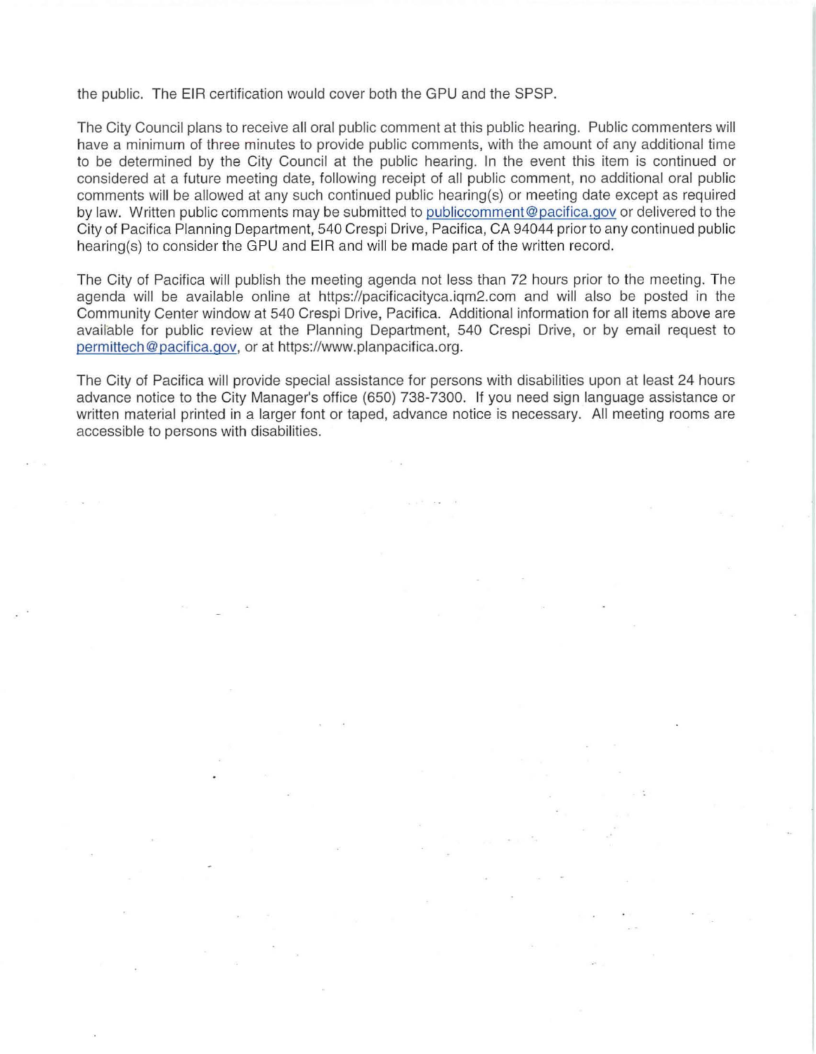the public. The EIR certification would cover both the GPU and the SPSP.

The City Council plans to receive all oral public comment at this public hearing. Public commenters will have a minimum of three minutes to provide public comments, with the amount of any additional time to be determined by the City Council at the public hearing. In the event this item is continued or considered at a future meeting date, following receipt of all public comment, no additional oral public comments will be allowed at any such continued public hearing(s) or meeting date except as required by law. Written public comments may be submitted to publiccomment@pacifica.gov or delivered to the City of Pacifica Planning Department, 540 Crespi Drive, Pacifica, CA 94044 prior to any continued public hearing(s) to consider the GPU and EIR and will be made part of the written record.

The City of Pacifica will publish the meeting agenda not less than 72 hours prior to the meeting. The agenda will be available online at https://pacificacityca.iqm2.com and will also be posted in the Community Center window at 540 Crespi Drive, Pacifica. Additional information for all items above are available for public review at the Planning Department, 540 Crespi Drive, or by email request to permittech@pacifica.gov, or at https://www.planpacifica.org.

The City of Pacifica will provide special assistance for persons with disabilities upon at least 24 hours advance notice to the City Manager's office (650) 738-7300. If you need sign language assistance or written material printed in a larger font or taped, advance notice is necessary. All meeting rooms are accessible to persons with disabilities.